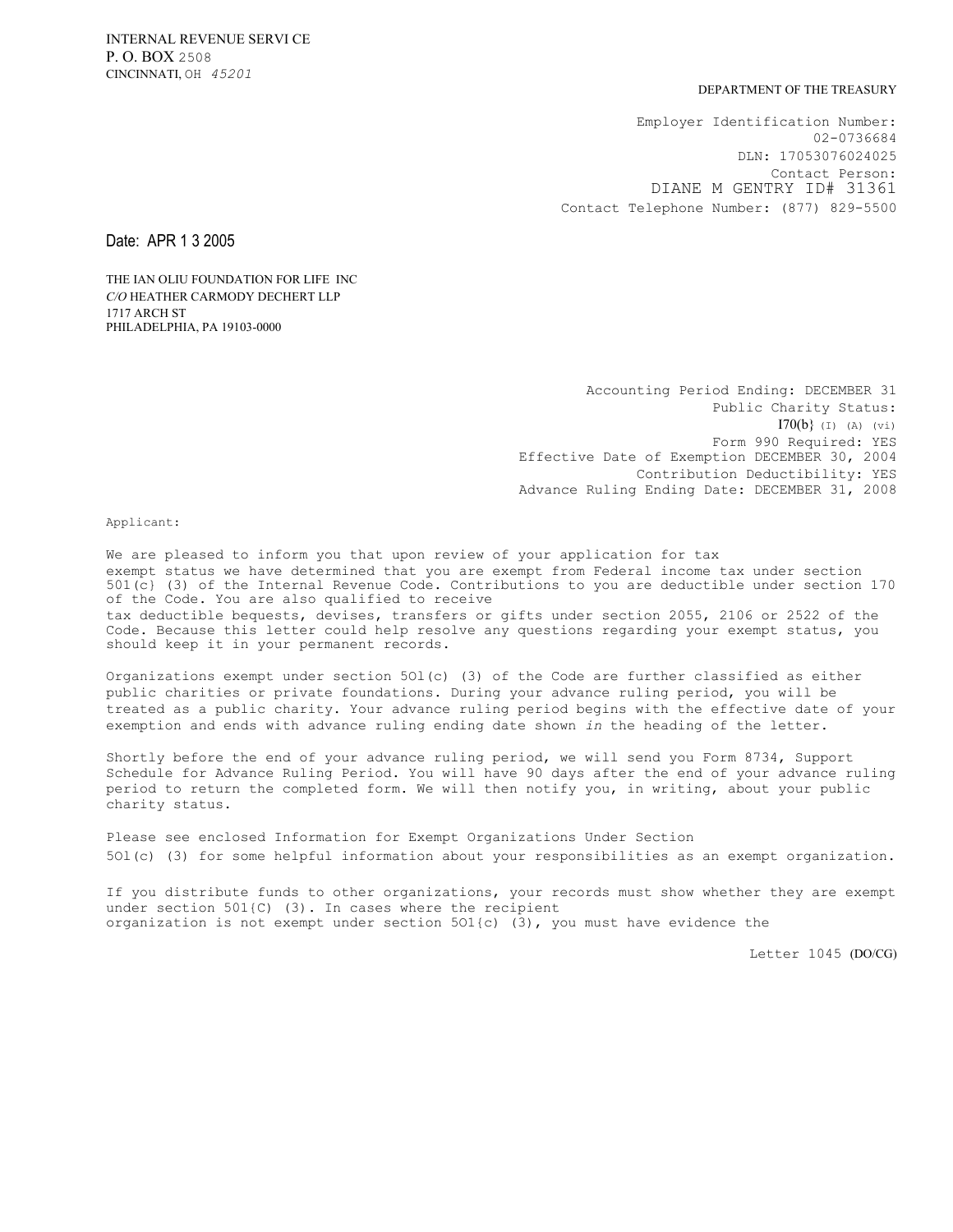INTERNAL REVENUE SERVI CE
P. O. BOX 2508
CINCINNATI, OH 45201

DEPARTMENT OF THE TREASURY

Employer Identification Number:
02-0736684
DLN: 17053076024025
Contact Person:
DIANE M GENTRY ID# 31361
Contact Telephone Number: (877) 829-5500

Date: APR 1 3 2005

THE IAN OLIU FOUNDATION FOR LIFE INC
*C/O* HEATHER CARMODY DECHERT LLP
1717 ARCH ST
PHILADELPHIA, PA 19103-0000

Accounting Period Ending: DECEMBER 31
Public Charity Status:
I70(b} (I) (A) (vi)
Form 990 Required: YES
Effective Date of Exemption DECEMBER 30, 2004
Contribution Deductibility: YES
Advance Ruling Ending Date: DECEMBER 31, 2008

Applicant:

We are pleased to inform you that upon review of your application for tax exempt status we have determined that you are exempt from Federal income tax under section 501(c} (3) of the Internal Revenue Code. Contributions to you are deductible under section 170 of the Code. You are also qualified to receive tax deductible bequests, devises, transfers or gifts under section 2055, 2106 or 2522 of the Code. Because this letter could help resolve any questions regarding your exempt status, you should keep it in your permanent records.

Organizations exempt under section 5Ol(c) (3) of the Code are further classified as either public charities or private foundations. During your advance ruling period, you will be treated as a public charity. Your advance ruling period begins with the effective date of your exemption and ends with advance ruling ending date shown *in* the heading of the letter.

Shortly before the end of your advance ruling period, we will send you Form 8734, Support Schedule for Advance Ruling Period. You will have 90 days after the end of your advance ruling period to return the completed form. We will then notify you, in writing, about your public charity status.

Please see enclosed Information for Exempt Organizations Under Section 5Ol(c) (3) for some helpful information about your responsibilities as an exempt organization.

If you distribute funds to other organizations, your records must show whether they are exempt under section 501{C) (3). In cases where the recipient organization is not exempt under section 5O1{c) (3), you must have evidence the

Letter 1045 (DO/CG)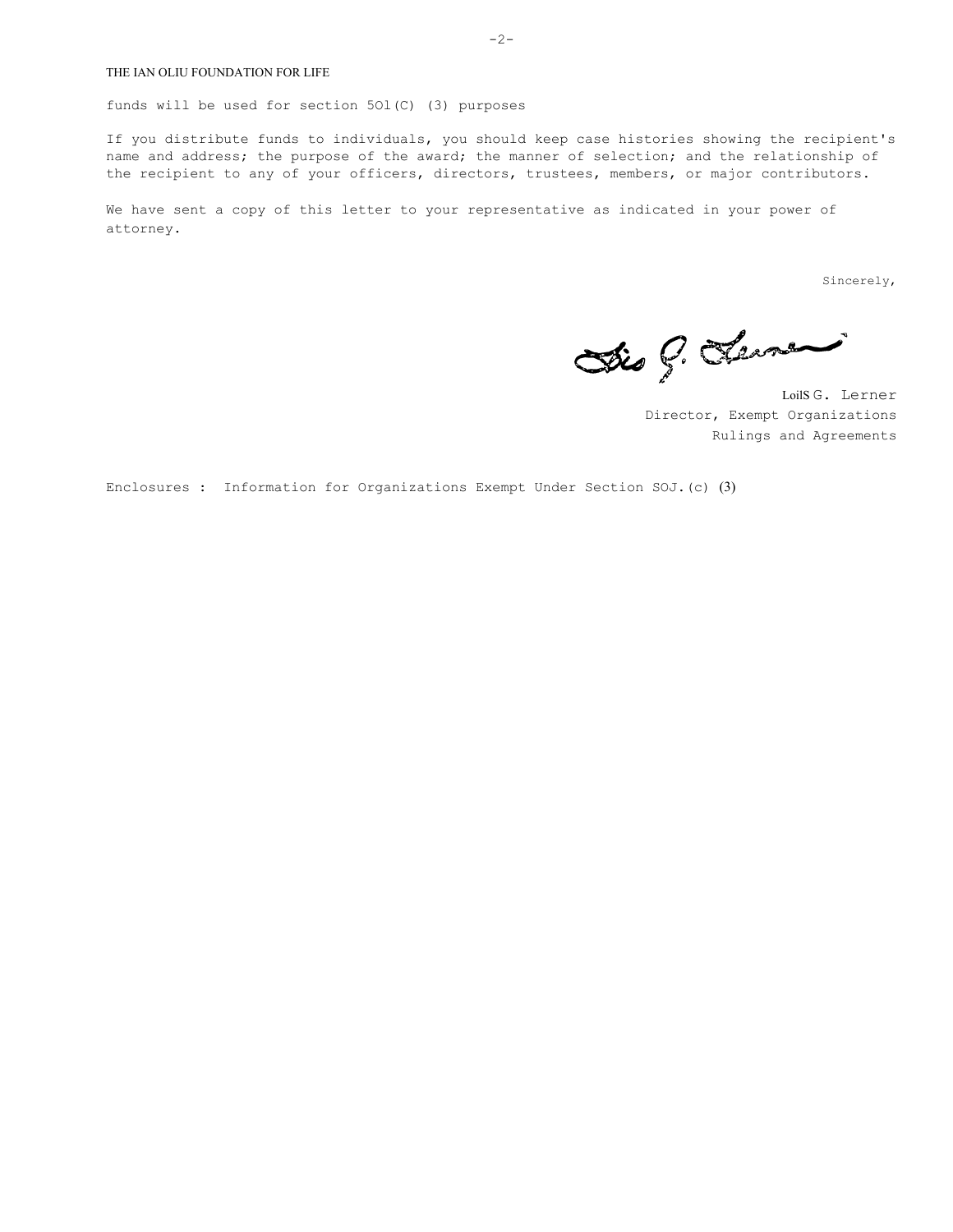THE IAN OLIU FOUNDATION FOR LIFE

funds will be used for section 5Ol(C) (3) purposes

If you distribute funds to individuals, you should keep case histories showing the recipient's name and address; the purpose of the award; the manner of selection; and the relationship of the recipient to any of your officers, directors, trustees, members, or major contributors.

We have sent a copy of this letter to your representative as indicated in your power of attorney.

Sincerely,

LoilS G. Lerner
Director, Exempt Organizations
Rulings and Agreements

Enclosures : Information for Organizations Exempt Under Section SOJ.(c) (3)